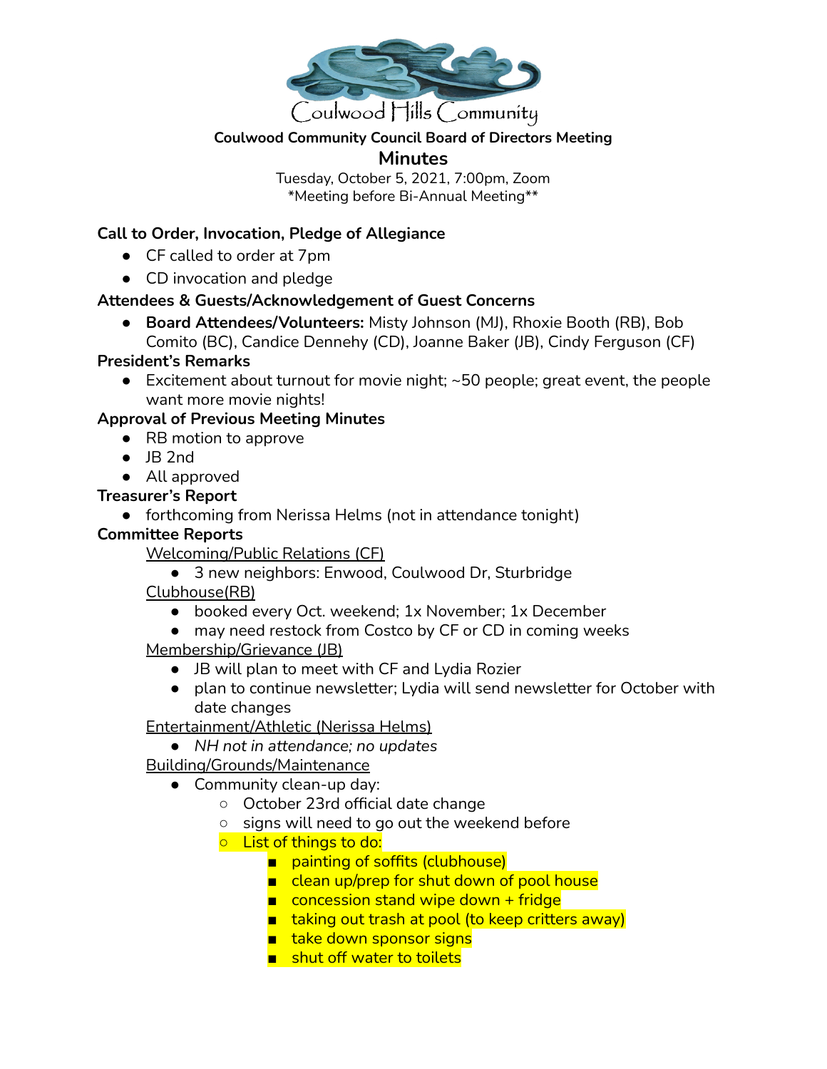Coulwood Hills Community

**Coulwood Community Council Board of Directors Meeting**

## Minutes

Tuesday, October 5, 2021, 7:00pm, Zoom
*Meeting before Bi-Annual Meeting**

### Call to Order, Invocation, Pledge of Allegiance

- CF called to order at 7pm
- CD invocation and pledge

### Attendees & Guests/Acknowledgement of Guest Concerns

- **Board Attendees/Volunteers:** Misty Johnson (MJ), Rhoxie Booth (RB), Bob Comito (BC), Candice Dennehy (CD), Joanne Baker (JB), Cindy Ferguson (CF)

### President's Remarks

- Excitement about turnout for movie night; ~50 people; great event, the people want more movie nights!

### Approval of Previous Meeting Minutes

- RB motion to approve
- JB 2nd
- All approved

### Treasurer's Report

- forthcoming from Nerissa Helms (not in attendance tonight)

### Committee Reports

Welcoming/Public Relations (CF)

- 3 new neighbors: Enwood, Coulwood Dr, Sturbridge

Clubhouse(RB)

- booked every Oct. weekend; 1x November; 1x December
- may need restock from Costco by CF or CD in coming weeks

Membership/Grievance (JB)

- JB will plan to meet with CF and Lydia Rozier
- plan to continue newsletter; Lydia will send newsletter for October with date changes

Entertainment/Athletic (Nerissa Helms)

- *NH not in attendance; no updates*

Building/Grounds/Maintenance

- Community clean-up day:
  - October 23rd official date change
  - signs will need to go out the weekend before
  - List of things to do:
    - painting of soffits (clubhouse)
    - clean up/prep for shut down of pool house
    - concession stand wipe down + fridge
    - taking out trash at pool (to keep critters away)
    - take down sponsor signs
    - shut off water to toilets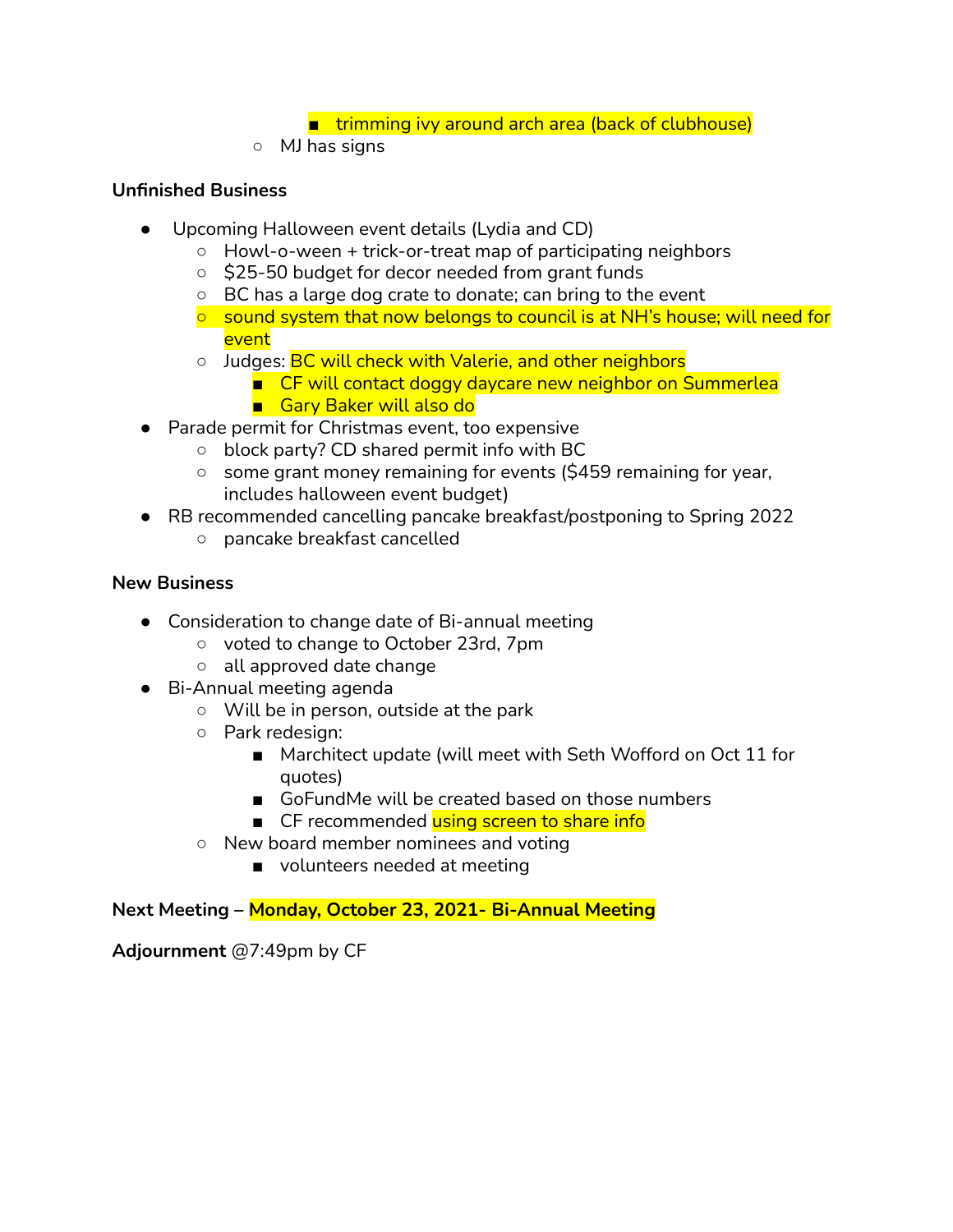- trimming ivy around arch area (back of clubhouse)
    - MJ has signs

**Unfinished Business**

- Upcoming Halloween event details (Lydia and CD)
    - Howl-o-ween + trick-or-treat map of participating neighbors
    - $25-50 budget for decor needed from grant funds
    - BC has a large dog crate to donate; can bring to the event
    - sound system that now belongs to council is at NH's house; will need for event
    - Judges: BC will check with Valerie, and other neighbors
        - CF will contact doggy daycare new neighbor on Summerlea
        - Gary Baker will also do
- Parade permit for Christmas event, too expensive
    - block party? CD shared permit info with BC
    - some grant money remaining for events ($459 remaining for year, includes halloween event budget)
- RB recommended cancelling pancake breakfast/postponing to Spring 2022
    - pancake breakfast cancelled

**New Business**

- Consideration to change date of Bi-annual meeting
    - voted to change to October 23rd, 7pm
    - all approved date change
- Bi-Annual meeting agenda
    - Will be in person, outside at the park
    - Park redesign:
        - Marchitect update (will meet with Seth Wofford on Oct 11 for quotes)
        - GoFundMe will be created based on those numbers
        - CF recommended using screen to share info
    - New board member nominees and voting
        - volunteers needed at meeting

**Next Meeting** – **Monday, October 23, 2021- Bi-Annual Meeting**

**Adjournment** @7:49pm by CF